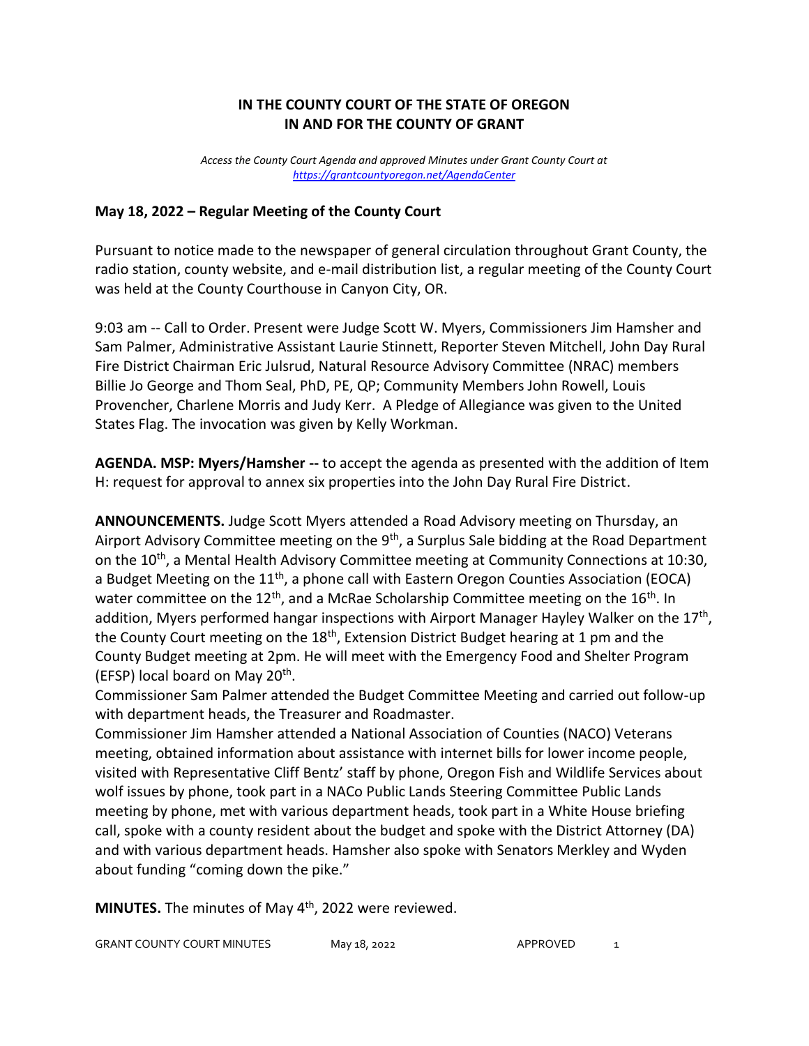## IN THE COUNTY COURT OF THE STATE OF OREGON
## IN AND FOR THE COUNTY OF GRANT

*Access the County Court Agenda and approved Minutes under Grant County Court at https://grantcountyoregon.net/AgendaCenter*

### May 18, 2022 – Regular Meeting of the County Court

Pursuant to notice made to the newspaper of general circulation throughout Grant County, the radio station, county website, and e-mail distribution list, a regular meeting of the County Court was held at the County Courthouse in Canyon City, OR.

9:03 am -- Call to Order. Present were Judge Scott W. Myers, Commissioners Jim Hamsher and Sam Palmer, Administrative Assistant Laurie Stinnett, Reporter Steven Mitchell, John Day Rural Fire District Chairman Eric Julsrud, Natural Resource Advisory Committee (NRAC) members Billie Jo George and Thom Seal, PhD, PE, QP; Community Members John Rowell, Louis Provencher, Charlene Morris and Judy Kerr. A Pledge of Allegiance was given to the United States Flag. The invocation was given by Kelly Workman.

**AGENDA. MSP: Myers/Hamsher --** to accept the agenda as presented with the addition of Item H: request for approval to annex six properties into the John Day Rural Fire District.

**ANNOUNCEMENTS.** Judge Scott Myers attended a Road Advisory meeting on Thursday, an Airport Advisory Committee meeting on the 9th, a Surplus Sale bidding at the Road Department on the 10th, a Mental Health Advisory Committee meeting at Community Connections at 10:30, a Budget Meeting on the 11th, a phone call with Eastern Oregon Counties Association (EOCA) water committee on the 12th, and a McRae Scholarship Committee meeting on the 16th. In addition, Myers performed hangar inspections with Airport Manager Hayley Walker on the 17th, the County Court meeting on the 18th, Extension District Budget hearing at 1 pm and the County Budget meeting at 2pm. He will meet with the Emergency Food and Shelter Program (EFSP) local board on May 20th.

Commissioner Sam Palmer attended the Budget Committee Meeting and carried out follow-up with department heads, the Treasurer and Roadmaster.

Commissioner Jim Hamsher attended a National Association of Counties (NACO) Veterans meeting, obtained information about assistance with internet bills for lower income people, visited with Representative Cliff Bentz' staff by phone, Oregon Fish and Wildlife Services about wolf issues by phone, took part in a NACo Public Lands Steering Committee Public Lands meeting by phone, met with various department heads, took part in a White House briefing call, spoke with a county resident about the budget and spoke with the District Attorney (DA) and with various department heads. Hamsher also spoke with Senators Merkley and Wyden about funding "coming down the pike."

**MINUTES.** The minutes of May 4th, 2022 were reviewed.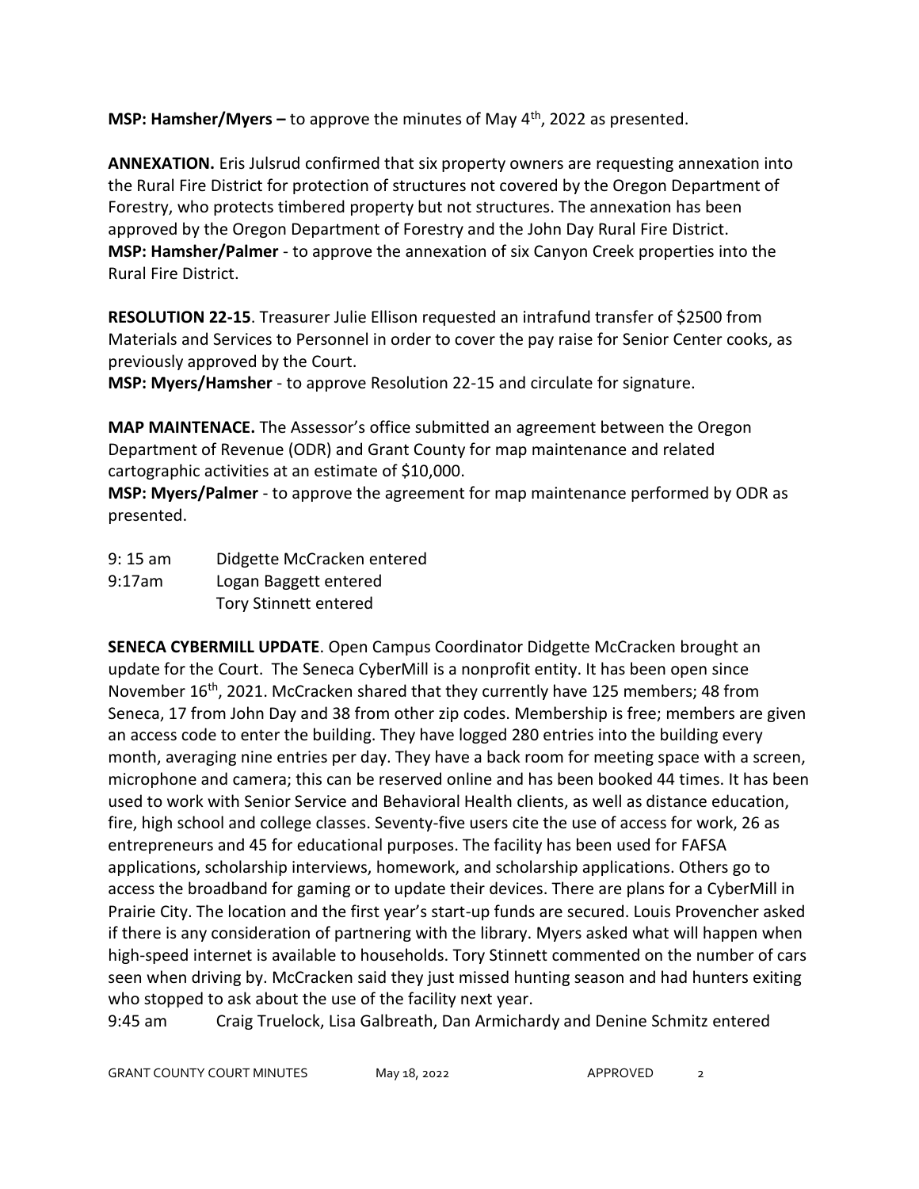**MSP: Hamsher/Myers –** to approve the minutes of May 4th, 2022 as presented.

**ANNEXATION.** Eris Julsrud confirmed that six property owners are requesting annexation into the Rural Fire District for protection of structures not covered by the Oregon Department of Forestry, who protects timbered property but not structures. The annexation has been approved by the Oregon Department of Forestry and the John Day Rural Fire District.
**MSP: Hamsher/Palmer** - to approve the annexation of six Canyon Creek properties into the Rural Fire District.

**RESOLUTION 22-15**. Treasurer Julie Ellison requested an intrafund transfer of $2500 from Materials and Services to Personnel in order to cover the pay raise for Senior Center cooks, as previously approved by the Court.
**MSP: Myers/Hamsher** - to approve Resolution 22-15 and circulate for signature.

**MAP MAINTENACE.** The Assessor's office submitted an agreement between the Oregon Department of Revenue (ODR) and Grant County for map maintenance and related cartographic activities at an estimate of $10,000.
**MSP: Myers/Palmer** - to approve the agreement for map maintenance performed by ODR as presented.

9: 15 am Didgette McCracken entered
9:17am Logan Baggett entered
Tory Stinnett entered

**SENECA CYBERMILL UPDATE**. Open Campus Coordinator Didgette McCracken brought an update for the Court. The Seneca CyberMill is a nonprofit entity. It has been open since November 16th, 2021. McCracken shared that they currently have 125 members; 48 from Seneca, 17 from John Day and 38 from other zip codes. Membership is free; members are given an access code to enter the building. They have logged 280 entries into the building every month, averaging nine entries per day. They have a back room for meeting space with a screen, microphone and camera; this can be reserved online and has been booked 44 times. It has been used to work with Senior Service and Behavioral Health clients, as well as distance education, fire, high school and college classes. Seventy-five users cite the use of access for work, 26 as entrepreneurs and 45 for educational purposes. The facility has been used for FAFSA applications, scholarship interviews, homework, and scholarship applications. Others go to access the broadband for gaming or to update their devices. There are plans for a CyberMill in Prairie City. The location and the first year's start-up funds are secured. Louis Provencher asked if there is any consideration of partnering with the library. Myers asked what will happen when high-speed internet is available to households. Tory Stinnett commented on the number of cars seen when driving by. McCracken said they just missed hunting season and had hunters exiting who stopped to ask about the use of the facility next year.
9:45 am Craig Truelock, Lisa Galbreath, Dan Armichardy and Denine Schmitz entered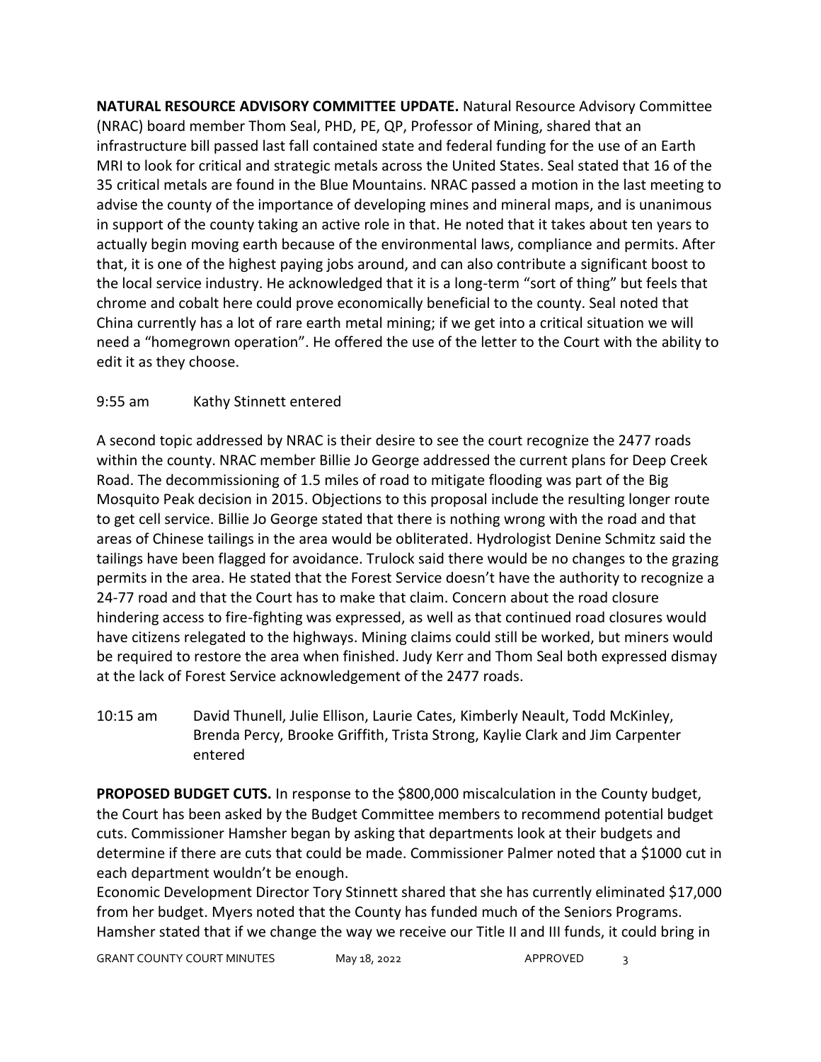**NATURAL RESOURCE ADVISORY COMMITTEE UPDATE.** Natural Resource Advisory Committee (NRAC) board member Thom Seal, PHD, PE, QP, Professor of Mining, shared that an infrastructure bill passed last fall contained state and federal funding for the use of an Earth MRI to look for critical and strategic metals across the United States. Seal stated that 16 of the 35 critical metals are found in the Blue Mountains. NRAC passed a motion in the last meeting to advise the county of the importance of developing mines and mineral maps, and is unanimous in support of the county taking an active role in that. He noted that it takes about ten years to actually begin moving earth because of the environmental laws, compliance and permits. After that, it is one of the highest paying jobs around, and can also contribute a significant boost to the local service industry. He acknowledged that it is a long-term "sort of thing" but feels that chrome and cobalt here could prove economically beneficial to the county. Seal noted that China currently has a lot of rare earth metal mining; if we get into a critical situation we will need a "homegrown operation". He offered the use of the letter to the Court with the ability to edit it as they choose.

9:55 am Kathy Stinnett entered

A second topic addressed by NRAC is their desire to see the court recognize the 2477 roads within the county. NRAC member Billie Jo George addressed the current plans for Deep Creek Road. The decommissioning of 1.5 miles of road to mitigate flooding was part of the Big Mosquito Peak decision in 2015. Objections to this proposal include the resulting longer route to get cell service. Billie Jo George stated that there is nothing wrong with the road and that areas of Chinese tailings in the area would be obliterated. Hydrologist Denine Schmitz said the tailings have been flagged for avoidance. Trulock said there would be no changes to the grazing permits in the area. He stated that the Forest Service doesn't have the authority to recognize a 24-77 road and that the Court has to make that claim. Concern about the road closure hindering access to fire-fighting was expressed, as well as that continued road closures would have citizens relegated to the highways. Mining claims could still be worked, but miners would be required to restore the area when finished. Judy Kerr and Thom Seal both expressed dismay at the lack of Forest Service acknowledgement of the 2477 roads.

10:15 am David Thunell, Julie Ellison, Laurie Cates, Kimberly Neault, Todd McKinley, Brenda Percy, Brooke Griffith, Trista Strong, Kaylie Clark and Jim Carpenter entered

**PROPOSED BUDGET CUTS.** In response to the $800,000 miscalculation in the County budget, the Court has been asked by the Budget Committee members to recommend potential budget cuts. Commissioner Hamsher began by asking that departments look at their budgets and determine if there are cuts that could be made. Commissioner Palmer noted that a $1000 cut in each department wouldn't be enough.
Economic Development Director Tory Stinnett shared that she has currently eliminated $17,000 from her budget. Myers noted that the County has funded much of the Seniors Programs. Hamsher stated that if we change the way we receive our Title II and III funds, it could bring in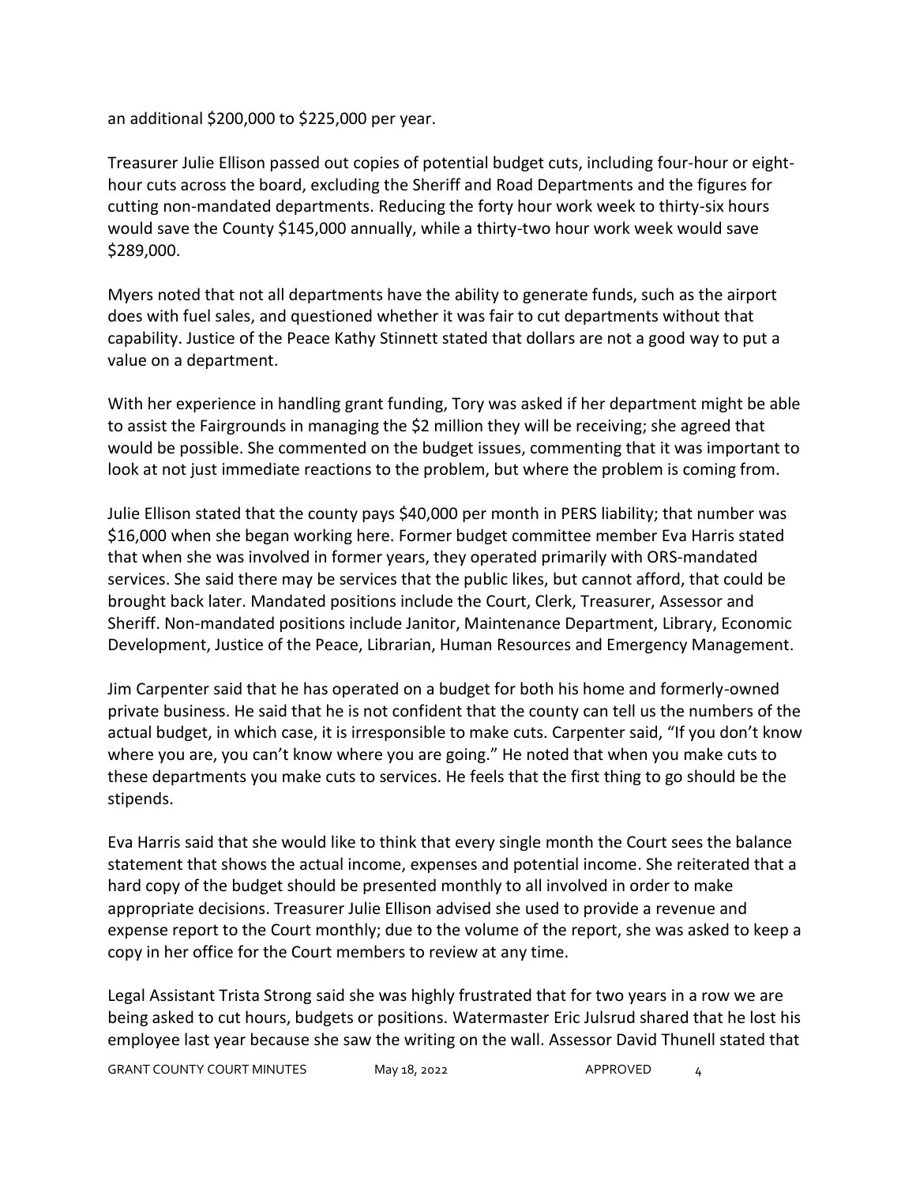an additional $200,000 to $225,000 per year.

Treasurer Julie Ellison passed out copies of potential budget cuts, including four-hour or eight-hour cuts across the board, excluding the Sheriff and Road Departments and the figures for cutting non-mandated departments. Reducing the forty hour work week to thirty-six hours would save the County $145,000 annually, while a thirty-two hour work week would save $289,000.

Myers noted that not all departments have the ability to generate funds, such as the airport does with fuel sales, and questioned whether it was fair to cut departments without that capability. Justice of the Peace Kathy Stinnett stated that dollars are not a good way to put a value on a department.

With her experience in handling grant funding, Tory was asked if her department might be able to assist the Fairgrounds in managing the $2 million they will be receiving; she agreed that would be possible. She commented on the budget issues, commenting that it was important to look at not just immediate reactions to the problem, but where the problem is coming from.

Julie Ellison stated that the county pays $40,000 per month in PERS liability; that number was $16,000 when she began working here. Former budget committee member Eva Harris stated that when she was involved in former years, they operated primarily with ORS-mandated services. She said there may be services that the public likes, but cannot afford, that could be brought back later. Mandated positions include the Court, Clerk, Treasurer, Assessor and Sheriff. Non-mandated positions include Janitor, Maintenance Department, Library, Economic Development, Justice of the Peace, Librarian, Human Resources and Emergency Management.

Jim Carpenter said that he has operated on a budget for both his home and formerly-owned private business. He said that he is not confident that the county can tell us the numbers of the actual budget, in which case, it is irresponsible to make cuts. Carpenter said, "If you don't know where you are, you can't know where you are going." He noted that when you make cuts to these departments you make cuts to services. He feels that the first thing to go should be the stipends.

Eva Harris said that she would like to think that every single month the Court sees the balance statement that shows the actual income, expenses and potential income. She reiterated that a hard copy of the budget should be presented monthly to all involved in order to make appropriate decisions. Treasurer Julie Ellison advised she used to provide a revenue and expense report to the Court monthly; due to the volume of the report, she was asked to keep a copy in her office for the Court members to review at any time.

Legal Assistant Trista Strong said she was highly frustrated that for two years in a row we are being asked to cut hours, budgets or positions. Watermaster Eric Julsrud shared that he lost his employee last year because she saw the writing on the wall. Assessor David Thunell stated that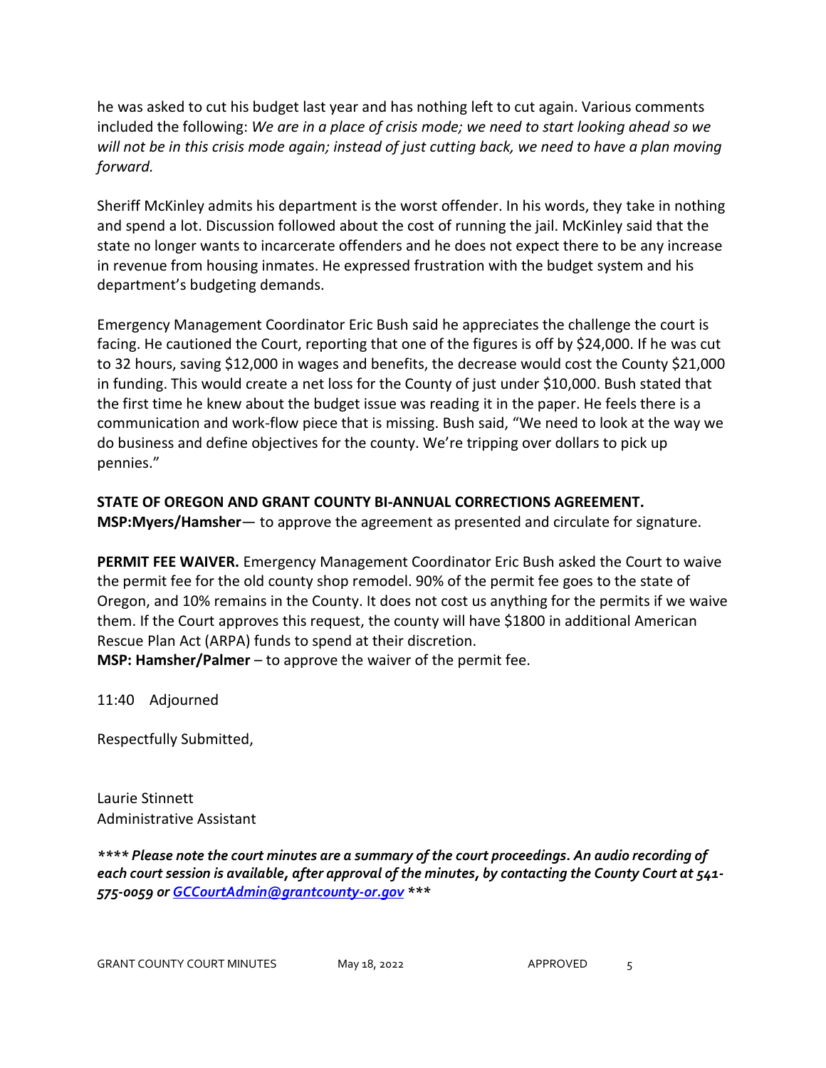he was asked to cut his budget last year and has nothing left to cut again. Various comments included the following: *We are in a place of crisis mode; we need to start looking ahead so we will not be in this crisis mode again; instead of just cutting back, we need to have a plan moving forward.*

Sheriff McKinley admits his department is the worst offender. In his words, they take in nothing and spend a lot. Discussion followed about the cost of running the jail. McKinley said that the state no longer wants to incarcerate offenders and he does not expect there to be any increase in revenue from housing inmates. He expressed frustration with the budget system and his department's budgeting demands.

Emergency Management Coordinator Eric Bush said he appreciates the challenge the court is facing. He cautioned the Court, reporting that one of the figures is off by $24,000. If he was cut to 32 hours, saving $12,000 in wages and benefits, the decrease would cost the County $21,000 in funding. This would create a net loss for the County of just under $10,000. Bush stated that the first time he knew about the budget issue was reading it in the paper. He feels there is a communication and work-flow piece that is missing. Bush said, "We need to look at the way we do business and define objectives for the county. We're tripping over dollars to pick up pennies."

**STATE OF OREGON AND GRANT COUNTY BI-ANNUAL CORRECTIONS AGREEMENT.**
**MSP:Myers/Hamsher**— to approve the agreement as presented and circulate for signature.

**PERMIT FEE WAIVER.** Emergency Management Coordinator Eric Bush asked the Court to waive the permit fee for the old county shop remodel. 90% of the permit fee goes to the state of Oregon, and 10% remains in the County. It does not cost us anything for the permits if we waive them. If the Court approves this request, the county will have $1800 in additional American Rescue Plan Act (ARPA) funds to spend at their discretion.
**MSP: Hamsher/Palmer** – to approve the waiver of the permit fee.

11:40 Adjourned

Respectfully Submitted,

Laurie Stinnett
Administrative Assistant

***\*\*\*\* Please note the court minutes are a summary of the court proceedings. An audio recording of each court session is available, after approval of the minutes, by contacting the County Court at 541-575-0059 or GCCourtAdmin@grantcounty-or.gov \*\*\****